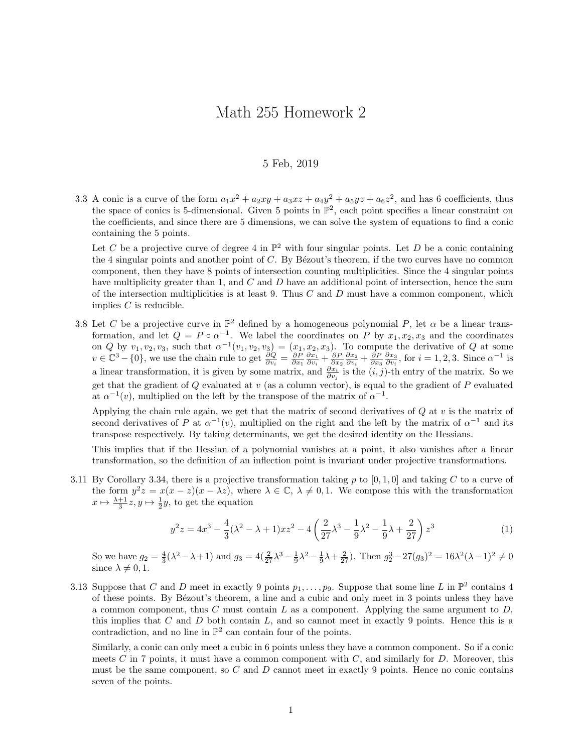# Math 255 Homework 2

5 Feb, 2019

3.3 A conic is a curve of the form $a_1x^2 + a_2xy + a_3xz + a_4y^2 + a_5yz + a_6z^2$, and has 6 coefficients, thus the space of conics is 5-dimensional. Given 5 points in $\mathbb{P}^2$, each point specifies a linear constraint on the coefficients, and since there are 5 dimensions, we can solve the system of equations to find a conic containing the 5 points.

Let $C$ be a projective curve of degree 4 in $\mathbb{P}^2$ with four singular points. Let $D$ be a conic containing the 4 singular points and another point of $C$. By Bézout's theorem, if the two curves have no common component, then they have 8 points of intersection counting multiplicities. Since the 4 singular points have multiplicity greater than 1, and $C$ and $D$ have an additional point of intersection, hence the sum of the intersection multiplicities is at least 9. Thus $C$ and $D$ must have a common component, which implies $C$ is reducible.

3.8 Let $C$ be a projective curve in $\mathbb{P}^2$ defined by a homogeneous polynomial $P$, let $\alpha$ be a linear transformation, and let $Q = P \circ \alpha^{-1}$. We label the coordinates on $P$ by $x_1, x_2, x_3$ and the coordinates on $Q$ by $v_1, v_2, v_3$, such that $\alpha^{-1}(v_1, v_2, v_3) = (x_1, x_2, x_3)$. To compute the derivative of $Q$ at some $v \in \mathbb{C}^3 - \{0\}$, we use the chain rule to get $\frac{\partial Q}{\partial v_i} = \frac{\partial P}{\partial x_1}\frac{\partial x_1}{\partial v_i} + \frac{\partial P}{\partial x_2}\frac{\partial x_2}{\partial v_i} + \frac{\partial P}{\partial x_3}\frac{\partial x_3}{\partial v_i}$, for $i = 1, 2, 3$. Since $\alpha^{-1}$ is a linear transformation, it is given by some matrix, and $\frac{\partial x_i}{\partial v_j}$ is the $(i, j)$-th entry of the matrix. So we get that the gradient of $Q$ evaluated at $v$ (as a column vector), is equal to the gradient of $P$ evaluated at $\alpha^{-1}(v)$, multiplied on the left by the transpose of the matrix of $\alpha^{-1}$.

Applying the chain rule again, we get that the matrix of second derivatives of $Q$ at $v$ is the matrix of second derivatives of $P$ at $\alpha^{-1}(v)$, multiplied on the right and the left by the matrix of $\alpha^{-1}$ and its transpose respectively. By taking determinants, we get the desired identity on the Hessians.

This implies that if the Hessian of a polynomial vanishes at a point, it also vanishes after a linear transformation, so the definition of an inflection point is invariant under projective transformations.

3.11 By Corollary 3.34, there is a projective transformation taking $p$ to $[0, 1, 0]$ and taking $C$ to a curve of the form $y^2z = x(x - z)(x - \lambda z)$, where $\lambda \in \mathbb{C}$, $\lambda \neq 0, 1$. We compose this with the transformation $x \mapsto \frac{\lambda+1}{3}z, y \mapsto \frac{1}{2}y$, to get the equation

$$y^2z = 4x^3 - \frac{4}{3}(\lambda^2 - \lambda + 1)xz^2 - 4\left(\frac{2}{27}\lambda^3 - \frac{1}{9}\lambda^2 - \frac{1}{9}\lambda + \frac{2}{27}\right)z^3 \tag{1}$$

So we have $g_2 = \frac{4}{3}(\lambda^2 - \lambda + 1)$ and $g_3 = 4(\frac{2}{27}\lambda^3 - \frac{1}{9}\lambda^2 - \frac{1}{9}\lambda + \frac{2}{27})$. Then $g_2^3 - 27(g_3)^2 = 16\lambda^2(\lambda - 1)^2 \neq 0$ since $\lambda \neq 0, 1$.

3.13 Suppose that $C$ and $D$ meet in exactly 9 points $p_1, \ldots, p_9$. Suppose that some line $L$ in $\mathbb{P}^2$ contains 4 of these points. By Bézout's theorem, a line and a cubic and only meet in 3 points unless they have a common component, thus $C$ must contain $L$ as a component. Applying the same argument to $D$, this implies that $C$ and $D$ both contain $L$, and so cannot meet in exactly 9 points. Hence this is a contradiction, and no line in $\mathbb{P}^2$ can contain four of the points.

Similarly, a conic can only meet a cubic in 6 points unless they have a common component. So if a conic meets $C$ in 7 points, it must have a common component with $C$, and similarly for $D$. Moreover, this must be the same component, so $C$ and $D$ cannot meet in exactly 9 points. Hence no conic contains seven of the points.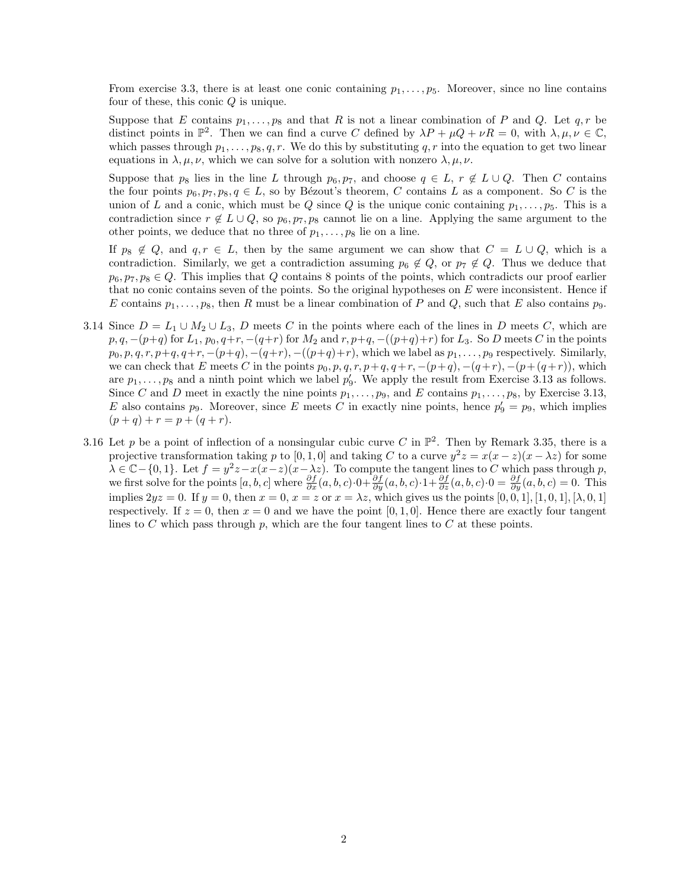From exercise 3.3, there is at least one conic containing $p_1, \ldots, p_5$. Moreover, since no line contains four of these, this conic $Q$ is unique.

Suppose that $E$ contains $p_1, \ldots, p_8$ and that $R$ is not a linear combination of $P$ and $Q$. Let $q, r$ be distinct points in $\mathbb{P}^2$. Then we can find a curve $C$ defined by $\lambda P + \mu Q + \nu R = 0$, with $\lambda, \mu, \nu \in \mathbb{C}$, which passes through $p_1, \ldots, p_8, q, r$. We do this by substituting $q, r$ into the equation to get two linear equations in $\lambda, \mu, \nu$, which we can solve for a solution with nonzero $\lambda, \mu, \nu$.

Suppose that $p_8$ lies in the line $L$ through $p_6, p_7$, and choose $q \in L$, $r \notin L \cup Q$. Then $C$ contains the four points $p_6, p_7, p_8, q \in L$, so by Bézout's theorem, $C$ contains $L$ as a component. So $C$ is the union of $L$ and a conic, which must be $Q$ since $Q$ is the unique conic containing $p_1, \ldots, p_5$. This is a contradiction since $r \notin L \cup Q$, so $p_6, p_7, p_8$ cannot lie on a line. Applying the same argument to the other points, we deduce that no three of $p_1, \ldots, p_8$ lie on a line.

If $p_8 \notin Q$, and $q, r \in L$, then by the same argument we can show that $C = L \cup Q$, which is a contradiction. Similarly, we get a contradiction assuming $p_6 \notin Q$, or $p_7 \notin Q$. Thus we deduce that $p_6, p_7, p_8 \in Q$. This implies that $Q$ contains 8 points of the points, which contradicts our proof earlier that no conic contains seven of the points. So the original hypotheses on $E$ were inconsistent. Hence if $E$ contains $p_1, \ldots, p_8$, then $R$ must be a linear combination of $P$ and $Q$, such that $E$ also contains $p_9$.

3.14 Since $D = L_1 \cup M_2 \cup L_3$, $D$ meets $C$ in the points where each of the lines in $D$ meets $C$, which are $p, q, -(p+q)$ for $L_1$, $p_0, q+r, -(q+r)$ for $M_2$ and $r, p+q, -((p+q)+r)$ for $L_3$. So $D$ meets $C$ in the points $p_0, p, q, r, p+q, q+r, -(p+q), -(q+r), -((p+q)+r)$, which we label as $p_1, \ldots, p_9$ respectively. Similarly, we can check that $E$ meets $C$ in the points $p_0, p, q, r, p+q, q+r, -(p+q), -(q+r), -(p+(q+r))$, which are $p_1, \ldots, p_8$ and a ninth point which we label $p_9'$. We apply the result from Exercise 3.13 as follows. Since $C$ and $D$ meet in exactly the nine points $p_1, \ldots, p_9$, and $E$ contains $p_1, \ldots, p_8$, by Exercise 3.13, $E$ also contains $p_9$. Moreover, since $E$ meets $C$ in exactly nine points, hence $p_9' = p_9$, which implies $(p+q)+r = p+(q+r)$.

3.16 Let $p$ be a point of inflection of a nonsingular cubic curve $C$ in $\mathbb{P}^2$. Then by Remark 3.35, there is a projective transformation taking $p$ to $[0,1,0]$ and taking $C$ to a curve $y^2 z = x(x-z)(x-\lambda z)$ for some $\lambda \in \mathbb{C} - \{0,1\}$. Let $f = y^2 z - x(x-z)(x-\lambda z)$. To compute the tangent lines to $C$ which pass through $p$, we first solve for the points $[a,b,c]$ where $\frac{\partial f}{\partial x}(a,b,c) \cdot 0 + \frac{\partial f}{\partial y}(a,b,c) \cdot 1 + \frac{\partial f}{\partial z}(a,b,c) \cdot 0 = \frac{\partial f}{\partial y}(a,b,c) = 0$. This implies $2yz = 0$. If $y = 0$, then $x = 0$, $x = z$ or $x = \lambda z$, which gives us the points $[0,0,1], [1,0,1], [\lambda, 0, 1]$ respectively. If $z = 0$, then $x = 0$ and we have the point $[0,1,0]$. Hence there are exactly four tangent lines to $C$ which pass through $p$, which are the four tangent lines to $C$ at these points.